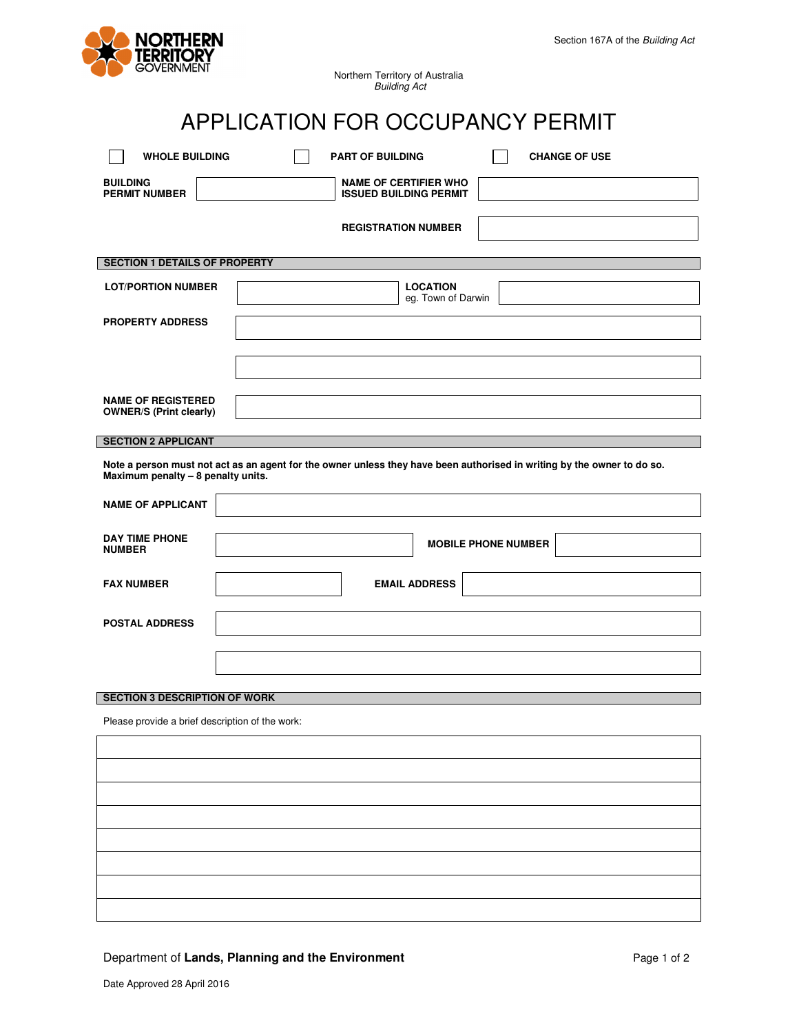Section 167A of the *Building Act*

Northern Territory of Australia
*Building Act*

# APPLICATION FOR OCCUPANCY PERMIT

☐ **WHOLE BUILDING** ☐ **PART OF BUILDING** ☐ **CHANGE OF USE**

| | | | |
|---|---|---|---|
| **BUILDING PERMIT NUMBER** | | **NAME OF CERTIFIER WHO ISSUED BUILDING PERMIT** | |
| | | **REGISTRATION NUMBER** | |

## SECTION 1 DETAILS OF PROPERTY

| | | | |
|---|---|---|---|
| **LOT/PORTION NUMBER** | | **LOCATION** eg. Town of Darwin | |
| **PROPERTY ADDRESS** | | | |
| | | | |
| **NAME OF REGISTERED OWNER/S (Print clearly)** | | | |

## SECTION 2 APPLICANT

**Note a person must not act as an agent for the owner unless they have been authorised in writing by the owner to do so. Maximum penalty – 8 penalty units.**

| | | | |
|---|---|---|---|
| **NAME OF APPLICANT** | | | |
| **DAY TIME PHONE NUMBER** | | **MOBILE PHONE NUMBER** | |
| **FAX NUMBER** | | **EMAIL ADDRESS** | |
| **POSTAL ADDRESS** | | | |
| | | | |

## SECTION 3 DESCRIPTION OF WORK

Please provide a brief description of the work:

| |
|---|
| |
| |
| |
| |
| |
| |
| |
| |

Department of **Lands, Planning and the Environment**

Date Approved 28 April 2016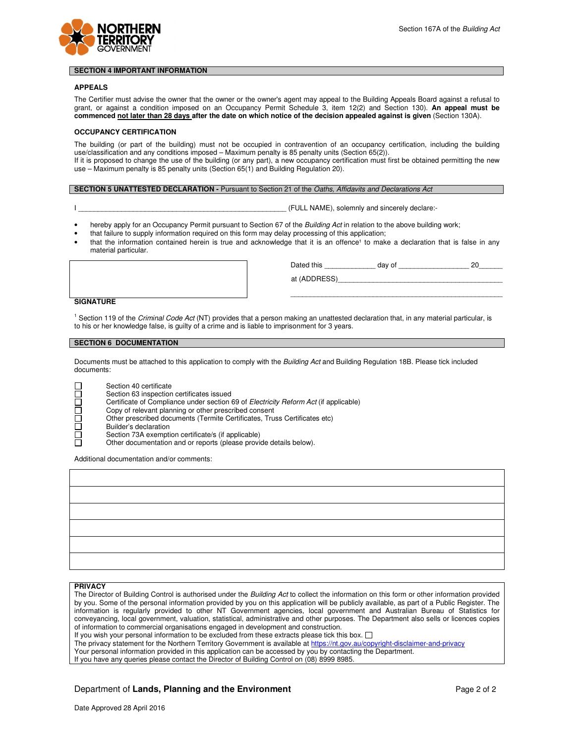Section 167A of the *Building Act*

## SECTION 4 IMPORTANT INFORMATION

### APPEALS

The Certifier must advise the owner that the owner or the owner's agent may appeal to the Building Appeals Board against a refusal to grant, or against a condition imposed on an Occupancy Permit Schedule 3, item 12(2) and Section 130). **An appeal must be commenced not later than 28 days after the date on which notice of the decision appealed against is given** (Section 130A).

### OCCUPANCY CERTIFICATION

The building (or part of the building) must not be occupied in contravention of an occupancy certification, including the building use/classification and any conditions imposed – Maximum penalty is 85 penalty units (Section 65(2)).
If it is proposed to change the use of the building (or any part), a new occupancy certification must first be obtained permitting the new use – Maximum penalty is 85 penalty units (Section 65(1) and Building Regulation 20).

## SECTION 5 UNATTESTED DECLARATION - Pursuant to Section 21 of the *Oaths, Affidavits and Declarations Act*

I ______________________________________________________ (FULL NAME), solemnly and sincerely declare:-

- hereby apply for an Occupancy Permit pursuant to Section 67 of the *Building Act* in relation to the above building work;
- that failure to supply information required on this form may delay processing of this application;
- that the information contained herein is true and acknowledge that it is an offence[1] to make a declaration that is false in any material particular.

SIGNATURE

Dated this ____________ day of _________________ 20______

at (ADDRESS)__________________________________________

______________________________________________________

[1] Section 119 of the *Criminal Code Act* (NT) provides that a person making an unattested declaration that, in any material particular, is to his or her knowledge false, is guilty of a crime and is liable to imprisonment for 3 years.

## SECTION 6 DOCUMENTATION

Documents must be attached to this application to comply with the *Building Act* and Building Regulation 18B. Please tick included documents:

- ☐ Section 40 certificate
- ☐ Section 63 inspection certificates issued
- ☐ Certificate of Compliance under section 69 of *Electricity Reform Act* (if applicable)
- ☐ Copy of relevant planning or other prescribed consent
- ☐ Other prescribed documents (Termite Certificates, Truss Certificates etc)
- ☐ Builder's declaration
- ☐ Section 73A exemption certificate/s (if applicable)
- ☐ Other documentation and or reports (please provide details below).

Additional documentation and/or comments:

| |
|---|
| |
| |
| |
| |
| |
| |

**PRIVACY**

The Director of Building Control is authorised under the *Building Act* to collect the information on this form or other information provided by you. Some of the personal information provided by you on this application will be publicly available, as part of a Public Register. The information is regularly provided to other NT Government agencies, local government and Australian Bureau of Statistics for conveyancing, local government, valuation, statistical, administrative and other purposes. The Department also sells or licences copies of information to commercial organisations engaged in development and construction.
If you wish your personal information to be excluded from these extracts please tick this box. ☐
The privacy statement for the Northern Territory Government is available at https://nt.gov.au/copyright-disclaimer-and-privacy
Your personal information provided in this application can be accessed by you by contacting the Department.
If you have any queries please contact the Director of Building Control on (08) 8999 8985.

Department of **Lands, Planning and the Environment**

Date Approved 28 April 2016